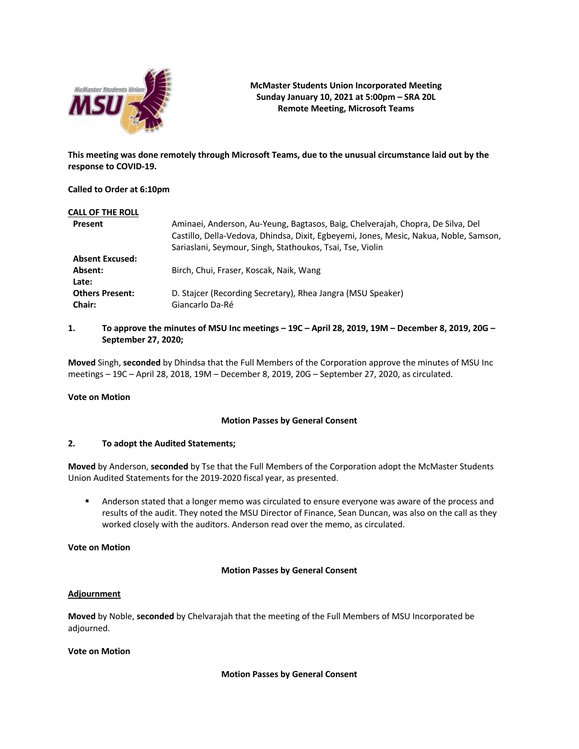**McMaster Students Union Incorporated Meeting**
**Sunday January 10, 2021 at 5:00pm – SRA 20L**
**Remote Meeting, Microsoft Teams**

**This meeting was done remotely through Microsoft Teams, due to the unusual circumstance laid out by the response to COVID-19.**

**Called to Order at 6:10pm**

**CALL OF THE ROLL**

| | |
|---|---|
| **Present** | Aminaei, Anderson, Au-Yeung, Bagtasos, Baig, Chelverajah, Chopra, De Silva, Del Castillo, Della-Vedova, Dhindsa, Dixit, Egbeyemi, Jones, Mesic, Nakua, Noble, Samson, Sariaslani, Seymour, Singh, Stathoukos, Tsai, Tse, Violin |
| **Absent Excused:** | |
| **Absent:** | Birch, Chui, Fraser, Koscak, Naik, Wang |
| **Late:** | |
| **Others Present:** | D. Stajcer (Recording Secretary), Rhea Jangra (MSU Speaker) |
| **Chair:** | Giancarlo Da-Ré |

**1. To approve the minutes of MSU Inc meetings – 19C – April 28, 2019, 19M – December 8, 2019, 20G – September 27, 2020;**

**Moved** Singh, **seconded** by Dhindsa that the Full Members of the Corporation approve the minutes of MSU Inc meetings – 19C – April 28, 2018, 19M – December 8, 2019, 20G – September 27, 2020, as circulated.

**Vote on Motion**

**Motion Passes by General Consent**

**2. To adopt the Audited Statements;**

**Moved** by Anderson, **seconded** by Tse that the Full Members of the Corporation adopt the McMaster Students Union Audited Statements for the 2019-2020 fiscal year, as presented.

- Anderson stated that a longer memo was circulated to ensure everyone was aware of the process and results of the audit. They noted the MSU Director of Finance, Sean Duncan, was also on the call as they worked closely with the auditors. Anderson read over the memo, as circulated.

**Vote on Motion**

**Motion Passes by General Consent**

**Adjournment**

**Moved** by Noble, **seconded** by Chelvarajah that the meeting of the Full Members of MSU Incorporated be adjourned.

**Vote on Motion**

**Motion Passes by General Consent**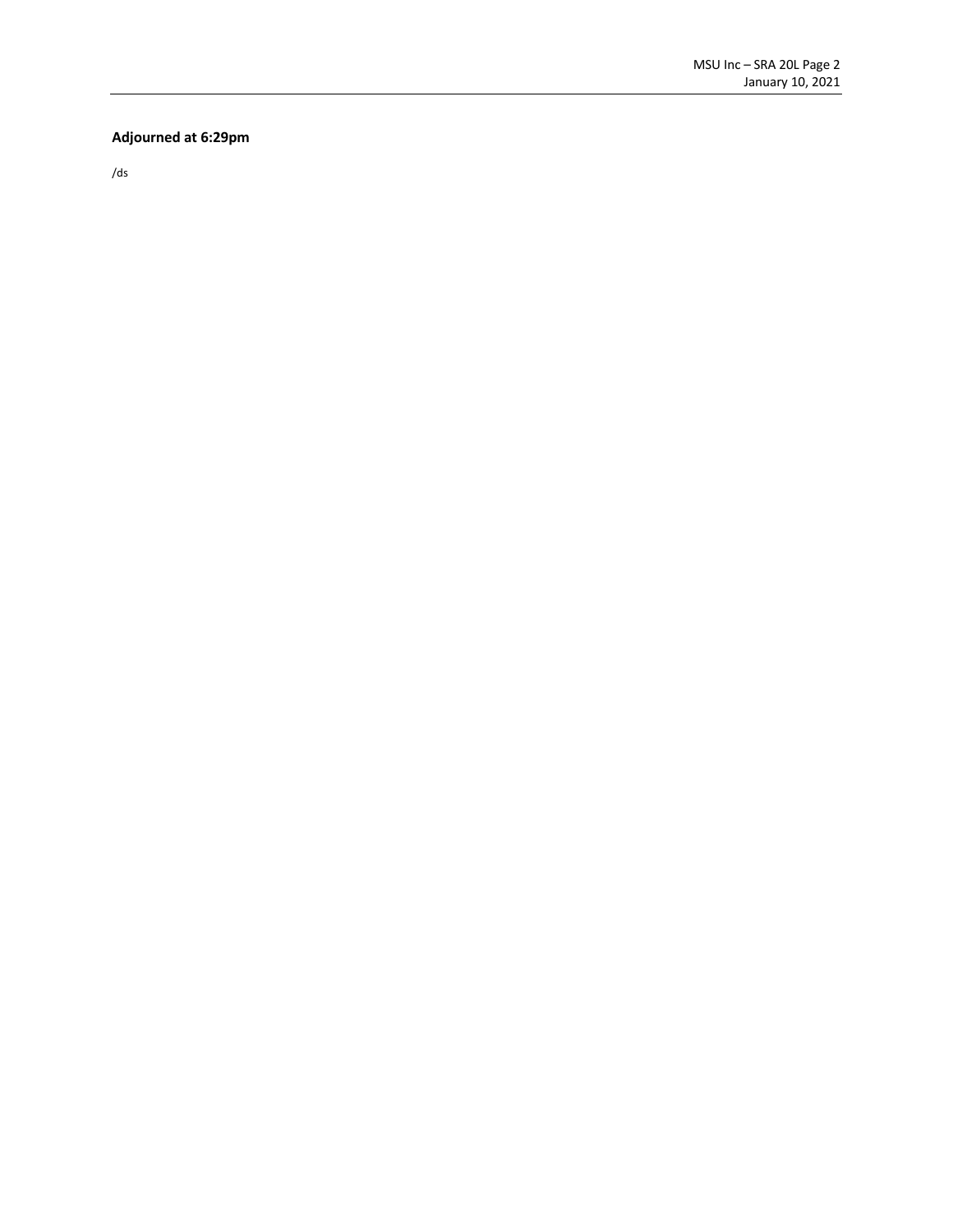**Adjourned at 6:29pm**

/ds